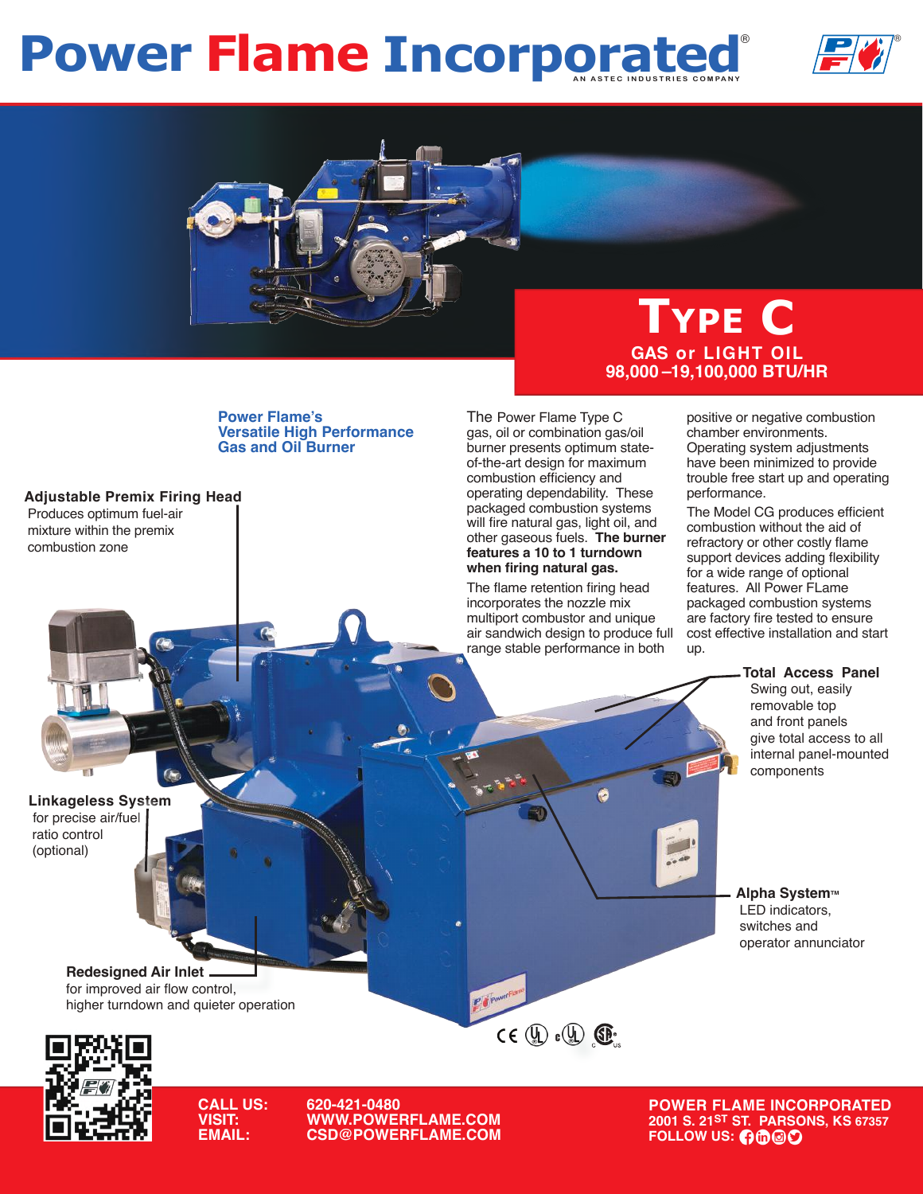# Power Flame Incorporated®

AN ASTEC INDUSTRIES COMPANY

## TYPE C

**GAS or LIGHT OIL**
**98,000 – 19,100,000 BTU/HR**

### Power Flame's Versatile High Performance Gas and Oil Burner

The Power Flame Type C gas, oil or combination gas/oil burner presents optimum state-of-the-art design for maximum combustion efficiency and operating dependability. These packaged combustion systems will fire natural gas, light oil, and other gaseous fuels. **The burner features a 10 to 1 turndown when firing natural gas.**

The flame retention firing head incorporates the nozzle mix multiport combustor and unique air sandwich design to produce full range stable performance in both positive or negative combustion chamber environments. Operating system adjustments have been minimized to provide trouble free start up and operating performance.

The Model CG produces efficient combustion without the aid of refractory or other costly flame support devices adding flexibility for a wide range of optional features. All Power FLame packaged combustion systems are factory fire tested to ensure cost effective installation and start up.

**Adjustable Premix Firing Head**
Produces optimum fuel-air mixture within the premix combustion zone

**Total Access Panel**
Swing out, easily removable top and front panels give total access to all internal panel-mounted components

**Linkageless System**
for precise air/fuel ratio control (optional)

**Alpha System™**
LED indicators, switches and operator annunciator

**Redesigned Air Inlet**
for improved air flow control, higher turndown and quieter operation

**CALL US:** 620-421-0480
**VISIT:** WWW.POWERFLAME.COM
**EMAIL:** CSD@POWERFLAME.COM

**POWER FLAME INCORPORATED**
**2001 S. 21ST ST. PARSONS, KS 67357**
**FOLLOW US:**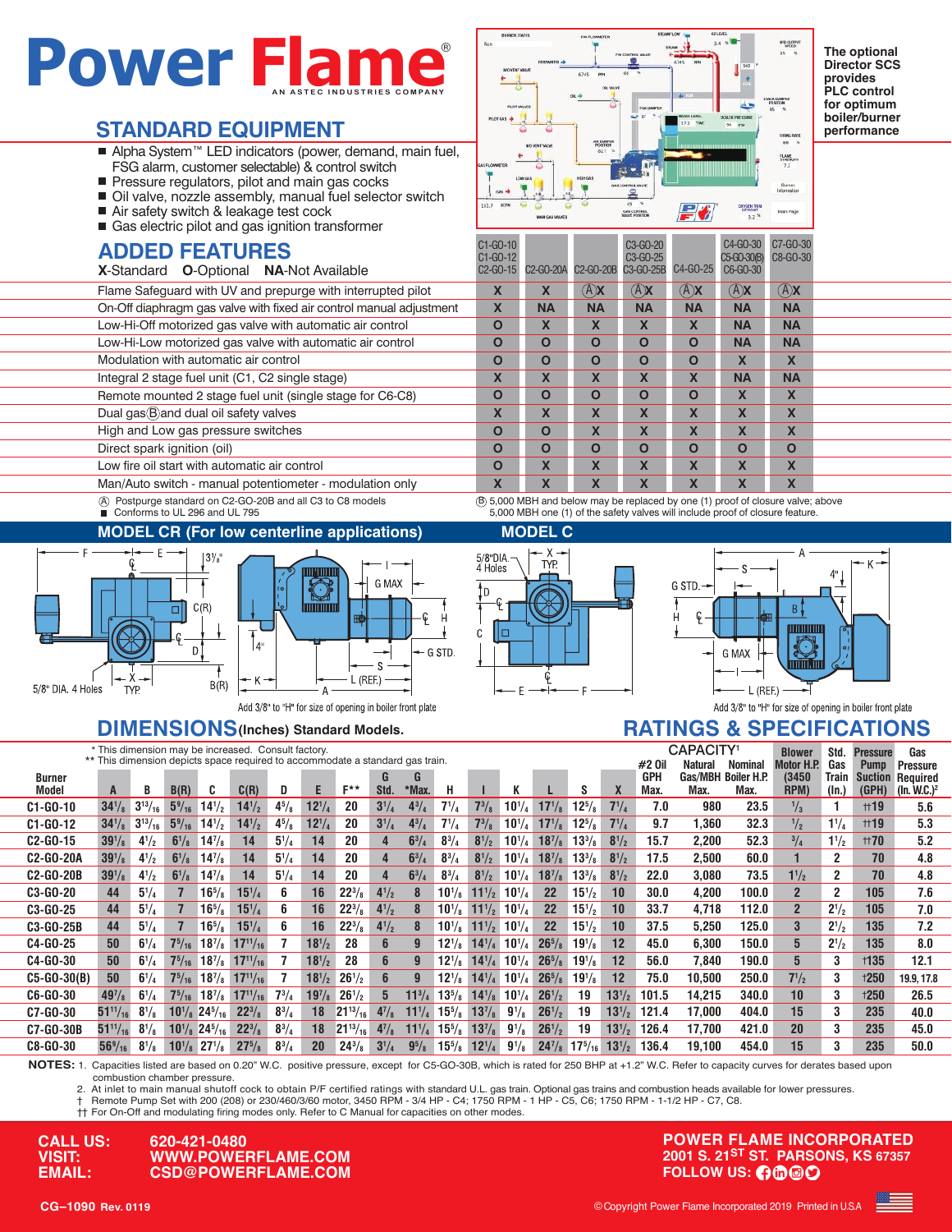# Power Flame®

AN ASTEC INDUSTRIES COMPANY

## STANDARD EQUIPMENT

- Alpha System™ LED indicators (power, demand, main fuel, FSG alarm, customer selectable) & control switch
- Pressure regulators, pilot and main gas cocks
- Oil valve, nozzle assembly, manual fuel selector switch
- Air safety switch & leakage test cock
- Gas electric pilot and gas ignition transformer

The optional Director SCS provides PLC control for optimum boiler/burner performance

## ADDED FEATURES

**X**-Standard **O**-Optional **NA**-Not Available

| | C1-GO-10 C1-GO-12 C2-GO-15 | C2-GO-20A | C2-GO-20B | C3-GO-20 C3-GO-25 C3-GO-25B | C4-GO-25 | C4-GO-30 C5-GO-30(B) C6-GO-30 | C7-GO-30 C8-GO-30 |
|---|---|---|---|---|---|---|---|
| Flame Safeguard with UV and prepurge with interrupted pilot | X | X | Ⓐ X | Ⓐ X | Ⓐ X | Ⓐ X | Ⓐ X |
| On-Off diaphragm gas valve with fixed air control manual adjustment | X | NA | NA | NA | NA | NA | NA |
| Low-Hi-Off motorized gas valve with automatic air control | O | X | X | X | X | NA | NA |
| Low-Hi-Low motorized gas valve with automatic air control | O | O | O | O | O | NA | NA |
| Modulation with automatic air control | O | O | O | O | O | X | X |
| Integral 2 stage fuel unit (C1, C2 single stage) | X | X | X | X | X | NA | NA |
| Remote mounted 2 stage fuel unit (single stage for C6-C8) | O | O | O | O | O | X | X |
| Dual gas Ⓑ and dual oil safety valves | X | X | X | X | X | X | X |
| High and Low gas pressure switches | O | O | X | X | X | X | X |
| Direct spark ignition (oil) | O | O | O | O | O | O | O |
| Low fire oil start with automatic air control | O | X | X | X | X | X | X |
| Man/Auto switch - manual potentiometer - modulation only | X | X | X | X | X | X | X |

Ⓐ Postpurge standard on C2-GO-20B and all C3 to C8 models
■ Conforms to UL 296 and UL 795

Ⓑ 5,000 MBH and below may be replaced by one (1) proof of closure valve; above 5,000 MBH one (1) of the safety valves will include proof of closure feature.

## MODEL CR (For low centerline applications)

Add 3/8" to "H" for size of opening in boiler front plate

## MODEL C

Add 3/8" to "H" for size of opening in boiler front plate

## DIMENSIONS (Inches) Standard Models.

\* This dimension may be increased. Consult factory.
\*\* This dimension depicts space required to accommodate a standard gas train.

## RATINGS & SPECIFICATIONS

| Burner Model | A | B | B(R) | C | C(R) | D | E | F** | G Std. | G *Max. | H | I | K | L | S | X | #2 Oil GPH Max. | CAPACITY[1] Natural Gas/MBH Max. | Nominal Boiler H.P. Max. | Blower Motor H.P. (3450 RPM) | Std. Gas Train (In.) | Pressure Pump Suction (GPH) | Gas Pressure Required (In. W.C.)[2] |
|---|---|---|---|---|---|---|---|---|---|---|---|---|---|---|---|---|---|---|---|---|---|---|---|
| C1-GO-10 | 34 1/8 | 3 13/16 | 5 9/16 | 14 1/2 | 14 1/2 | 4 5/8 | 12 1/4 | 20 | 3 1/4 | 4 3/4 | 7 1/4 | 7 3/8 | 10 1/4 | 17 1/8 | 12 5/8 | 7 1/4 | 7.0 | 980 | 23.5 | 1/3 | 1 | ††19 | 5.6 |
| C1-GO-12 | 34 1/8 | 3 13/16 | 5 9/16 | 14 1/2 | 14 1/2 | 4 5/8 | 12 1/4 | 20 | 3 1/4 | 4 3/4 | 7 1/4 | 7 3/8 | 10 1/4 | 17 1/8 | 12 5/8 | 7 1/4 | 9.7 | 1,360 | 32.3 | 1/2 | 1 1/4 | ††19 | 5.3 |
| C2-GO-15 | 39 1/8 | 4 1/2 | 6 1/8 | 14 7/8 | 14 | 5 1/4 | 14 | 20 | 4 | 6 3/4 | 8 3/4 | 8 1/2 | 10 1/4 | 18 7/8 | 13 3/8 | 8 1/2 | 15.7 | 2,200 | 52.3 | 3/4 | 1 1/2 | ††70 | 5.2 |
| C2-GO-20A | 39 1/8 | 4 1/2 | 6 1/8 | 14 7/8 | 14 | 5 1/4 | 14 | 20 | 4 | 6 3/4 | 8 3/4 | 8 1/2 | 10 1/4 | 18 7/8 | 13 3/8 | 8 1/2 | 17.5 | 2,500 | 60.0 | 1 | 2 | 70 | 4.8 |
| C2-GO-20B | 39 1/8 | 4 1/2 | 6 1/8 | 14 7/8 | 14 | 5 1/4 | 14 | 20 | 4 | 6 3/4 | 8 3/4 | 8 1/2 | 10 1/4 | 18 7/8 | 13 3/8 | 8 1/2 | 22.0 | 3,080 | 73.5 | 1 1/2 | 2 | 70 | 4.8 |
| C3-GO-20 | 44 | 5 1/4 | 7 | 16 5/8 | 15 1/4 | 6 | 16 | 22 3/8 | 4 1/2 | 8 | 10 1/8 | 11 1/2 | 10 1/4 | 22 | 15 1/2 | 10 | 30.0 | 4,200 | 100.0 | 2 | 2 | 105 | 7.6 |
| C3-GO-25 | 44 | 5 1/4 | 7 | 16 5/8 | 15 1/4 | 6 | 16 | 22 3/8 | 4 1/2 | 8 | 10 1/8 | 11 1/2 | 10 1/4 | 22 | 15 1/2 | 10 | 33.7 | 4,718 | 112.0 | 2 | 2 1/2 | 105 | 7.0 |
| C3-GO-25B | 44 | 5 1/4 | 7 | 16 5/8 | 15 1/4 | 6 | 16 | 22 3/8 | 4 1/2 | 8 | 10 1/8 | 11 1/2 | 10 1/4 | 22 | 15 1/2 | 10 | 37.5 | 5,250 | 125.0 | 3 | 2 1/2 | 135 | 7.2 |
| C4-GO-25 | 50 | 6 1/4 | 7 5/16 | 18 7/8 | 17 11/16 | 7 | 18 1/2 | 28 | 6 | 9 | 12 1/8 | 14 1/4 | 10 1/4 | 26 5/8 | 19 1/8 | 12 | 45.0 | 6,300 | 150.0 | 5 | 2 1/2 | 135 | 8.0 |
| C4-GO-30 | 50 | 6 1/4 | 7 5/16 | 18 7/8 | 17 11/16 | 7 | 18 1/2 | 28 | 6 | 9 | 12 1/8 | 14 1/4 | 10 1/4 | 26 5/8 | 19 1/8 | 12 | 56.0 | 7,840 | 190.0 | 5 | 3 | †135 | 12.1 |
| C5-GO-30(B) | 50 | 6 1/4 | 7 5/16 | 18 7/8 | 17 11/16 | 7 | 18 1/2 | 26 1/2 | 6 | 9 | 12 1/8 | 14 1/4 | 10 1/4 | 26 5/8 | 19 1/8 | 12 | 75.0 | 10,500 | 250.0 | 7 1/2 | 3 | †250 | 19.9, 17.8 |
| C6-GO-30 | 49 7/8 | 6 1/4 | 7 5/16 | 18 7/8 | 17 11/16 | 7 3/4 | 19 7/8 | 26 1/2 | 5 | 11 3/4 | 13 5/8 | 14 1/8 | 10 1/4 | 26 1/2 | 19 | 13 1/2 | 101.5 | 14,215 | 340.0 | 10 | 3 | †250 | 26.5 |
| C7-GO-30 | 51 11/16 | 8 1/8 | 10 1/8 | 24 5/16 | 22 3/8 | 8 3/4 | 18 | 21 13/16 | 4 7/8 | 11 1/4 | 15 5/8 | 13 7/8 | 9 1/8 | 26 1/2 | 19 | 13 1/2 | 121.4 | 17,000 | 404.0 | 15 | 3 | 235 | 40.0 |
| C7-GO-30B | 51 11/16 | 8 1/8 | 10 1/8 | 24 5/16 | 22 3/8 | 8 3/4 | 18 | 21 13/16 | 4 7/8 | 11 1/4 | 15 5/8 | 13 7/8 | 9 1/8 | 26 1/2 | 19 | 13 1/2 | 126.4 | 17,700 | 421.0 | 20 | 3 | 235 | 45.0 |
| C8-GO-30 | 56 9/16 | 8 1/8 | 10 1/8 | 27 1/8 | 27 5/8 | 8 3/4 | 20 | 24 3/8 | 3 1/4 | 9 5/8 | 15 5/8 | 12 1/4 | 9 1/8 | 24 7/8 | 17 5/16 | 13 1/2 | 136.4 | 19,100 | 454.0 | 15 | 3 | 235 | 50.0 |

**NOTES:**
1. Capacities listed are based on 0.20" W.C. positive pressure, except for C5-GO-30B, which is rated for 250 BHP at +1.2" W.C. Refer to capacity curves for derates based upon combustion chamber pressure.
2. At inlet to main manual shutoff cock to obtain P/F certified ratings with standard U.L. gas train. Optional gas trains and combustion heads available for lower pressures.

† Remote Pump Set with 200 (208) or 230/460/3/60 motor, 3450 RPM - 3/4 HP - C4; 1750 RPM - 1 HP - C5, C6; 1750 RPM - 1-1/2 HP - C7, C8.
†† For On-Off and modulating firing modes only. Refer to C Manual for capacities on other modes.

**CALL US:** 620-421-0480
**VISIT:** WWW.POWERFLAME.COM
**EMAIL:** CSD@POWERFLAME.COM

**POWER FLAME INCORPORATED**
**2001 S. 21ST ST. PARSONS, KS 67357**
**FOLLOW US:**

CG–1090 Rev. 0119

©Copyright Power Flame Incorporated 2019 Printed in U.S.A